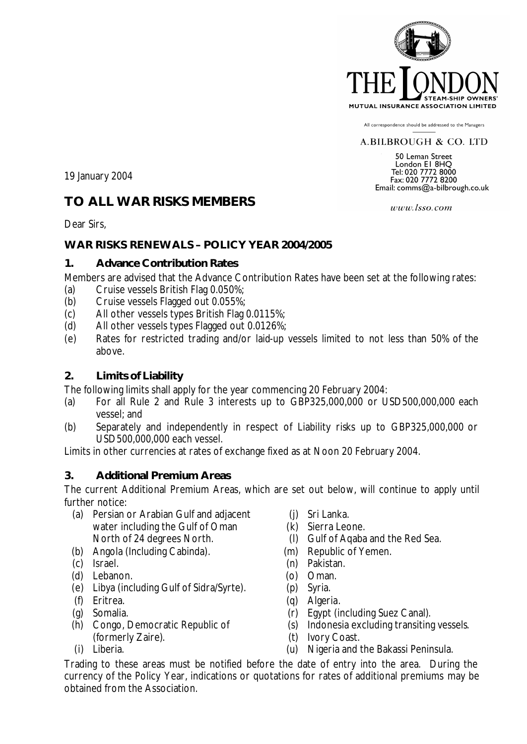THE LONDON STEAM-SHIP OWNERS' MUTUAL INSURANCE ASSOCIATION LIMITED

All correspondence should be addressed to the Managers

A.BILBROUGH & CO. LTD

50 Leman Street
London E1 8HQ
Tel: 020 7772 8000
Fax: 020 7772 8200
Email: comms@a-bilbrough.co.uk

www.lsso.com

19 January 2004

## TO ALL WAR RISKS MEMBERS

Dear Sirs,

### WAR RISKS RENEWALS – POLICY YEAR 2004/2005

### 1. Advance Contribution Rates

Members are advised that the Advance Contribution Rates have been set at the following rates:

(a) Cruise vessels British Flag 0.050%;
(b) Cruise vessels Flagged out 0.055%;
(c) All other vessels types British Flag 0.0115%;
(d) All other vessels types Flagged out 0.0126%;
(e) Rates for restricted trading and/or laid-up vessels limited to not less than 50% of the above.

### 2. Limits of Liability

The following limits shall apply for the year commencing 20 February 2004:

(a) For all Rule 2 and Rule 3 interests up to GBP325,000,000 or USD500,000,000 each vessel; and
(b) Separately and independently in respect of Liability risks up to GBP325,000,000 or USD500,000,000 each vessel.

Limits in other currencies at rates of exchange fixed as at Noon 20 February 2004.

### 3. Additional Premium Areas

The current Additional Premium Areas, which are set out below, will continue to apply until further notice:

(a) Persian or Arabian Gulf and adjacent water including the Gulf of Oman North of 24 degrees North.
(b) Angola (Including Cabinda).
(c) Israel.
(d) Lebanon.
(e) Libya (including Gulf of Sidra/Syrte).
(f) Eritrea.
(g) Somalia.
(h) Congo, Democratic Republic of (formerly Zaire).
(i) Liberia.
(j) Sri Lanka.
(k) Sierra Leone.
(l) Gulf of Aqaba and the Red Sea.
(m) Republic of Yemen.
(n) Pakistan.
(o) Oman.
(p) Syria.
(q) Algeria.
(r) Egypt (including Suez Canal).
(s) Indonesia excluding transiting vessels.
(t) Ivory Coast.
(u) Nigeria and the Bakassi Peninsula.

Trading to these areas must be notified before the date of entry into the area. During the currency of the Policy Year, indications or quotations for rates of additional premiums may be obtained from the Association.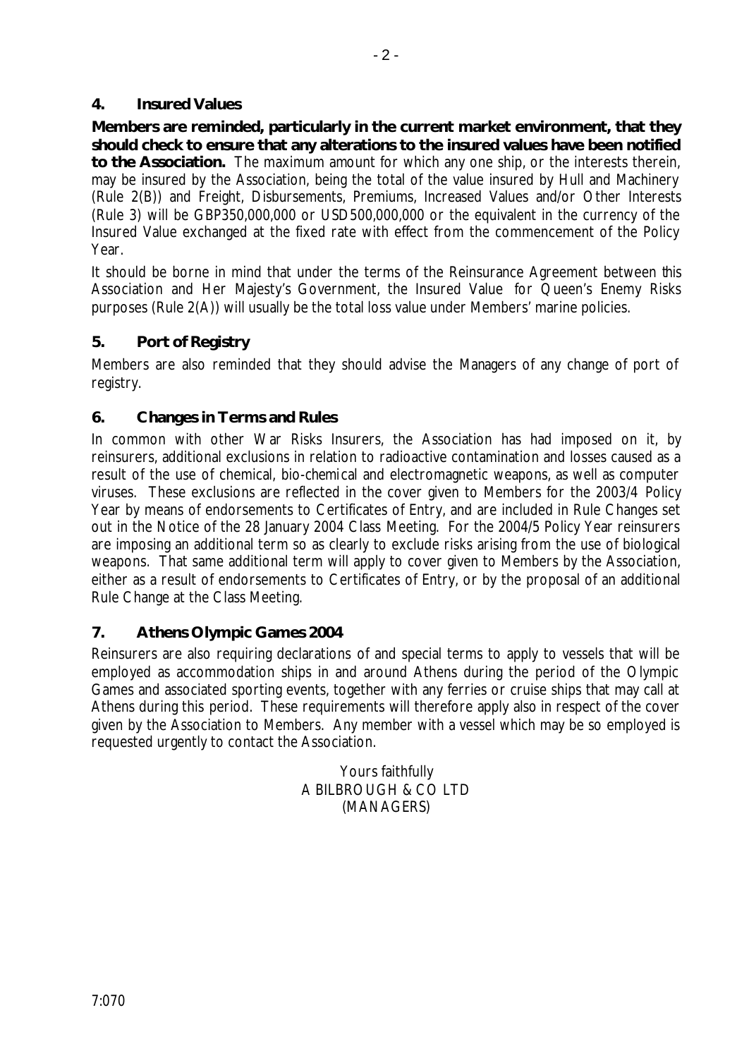## 4. Insured Values

**Members are reminded, particularly in the current market environment, that they should check to ensure that any alterations to the insured values have been notified to the Association.** The maximum amount for which any one ship, or the interests therein, may be insured by the Association, being the total of the value insured by Hull and Machinery (Rule 2(B)) and Freight, Disbursements, Premiums, Increased Values and/or Other Interests (Rule 3) will be GBP350,000,000 or USD500,000,000 or the equivalent in the currency of the Insured Value exchanged at the fixed rate with effect from the commencement of the Policy Year.

It should be borne in mind that under the terms of the Reinsurance Agreement between this Association and Her Majesty's Government, the Insured Value for Queen's Enemy Risks purposes (Rule 2(A)) will usually be the total loss value under Members' marine policies.

## 5. Port of Registry

Members are also reminded that they should advise the Managers of any change of port of registry.

## 6. Changes in Terms and Rules

In common with other War Risks Insurers, the Association has had imposed on it, by reinsurers, additional exclusions in relation to radioactive contamination and losses caused as a result of the use of chemical, bio-chemical and electromagnetic weapons, as well as computer viruses. These exclusions are reflected in the cover given to Members for the 2003/4 Policy Year by means of endorsements to Certificates of Entry, and are included in Rule Changes set out in the Notice of the 28 January 2004 Class Meeting. For the 2004/5 Policy Year reinsurers are imposing an additional term so as clearly to exclude risks arising from the use of biological weapons. That same additional term will apply to cover given to Members by the Association, either as a result of endorsements to Certificates of Entry, or by the proposal of an additional Rule Change at the Class Meeting.

## 7. Athens Olympic Games 2004

Reinsurers are also requiring declarations of and special terms to apply to vessels that will be employed as accommodation ships in and around Athens during the period of the Olympic Games and associated sporting events, together with any ferries or cruise ships that may call at Athens during this period. These requirements will therefore apply also in respect of the cover given by the Association to Members. Any member with a vessel which may be so employed is requested urgently to contact the Association.

Yours faithfully
A BILBROUGH & CO LTD
(MANAGERS)

7:070